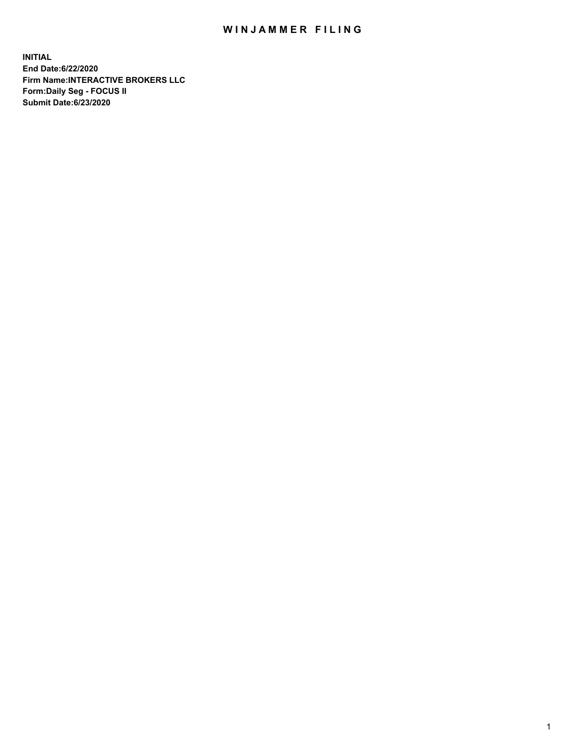# WINJAMMER FILING

**INITIAL**
**End Date:6/22/2020**
**Firm Name:INTERACTIVE BROKERS LLC**
**Form:Daily Seg - FOCUS II**
**Submit Date:6/23/2020**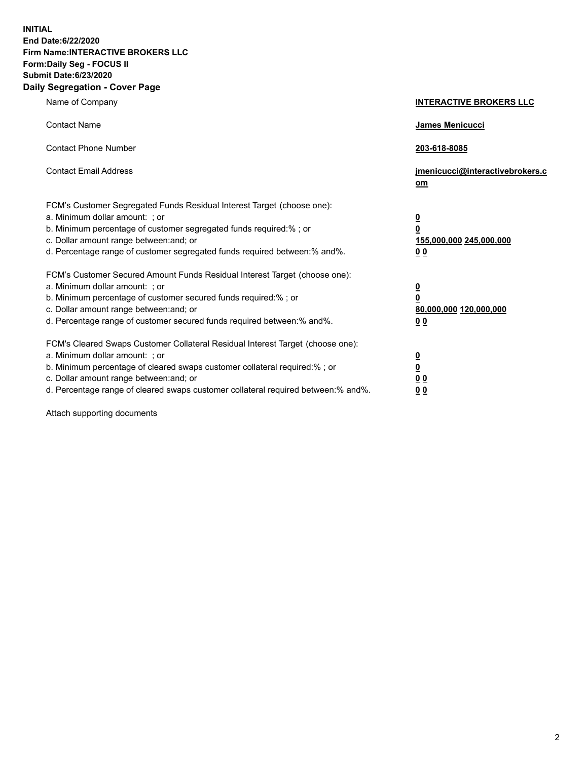**INITIAL**
**End Date:6/22/2020**
**Firm Name:INTERACTIVE BROKERS LLC**
**Form:Daily Seg - FOCUS II**
**Submit Date:6/23/2020**

## Daily Segregation - Cover Page

| | |
|---|---|
| Name of Company | **INTERACTIVE BROKERS LLC** |
| Contact Name | **James Menicucci** |
| Contact Phone Number | **203-618-8085** |
| Contact Email Address | **jmenicucci@interactivebrokers.com** |

FCM's Customer Segregated Funds Residual Interest Target (choose one):

| | |
|---|---|
| a. Minimum dollar amount: ; or | **0** |
| b. Minimum percentage of customer segregated funds required:% ; or | **0** |
| c. Dollar amount range between:and; or | **155,000,000** **245,000,000** |
| d. Percentage range of customer segregated funds required between:% and%. | **0** **0** |

FCM's Customer Secured Amount Funds Residual Interest Target (choose one):

| | |
|---|---|
| a. Minimum dollar amount: ; or | **0** |
| b. Minimum percentage of customer secured funds required:% ; or | **0** |
| c. Dollar amount range between:and; or | **80,000,000** **120,000,000** |
| d. Percentage range of customer secured funds required between:% and%. | **0** **0** |

FCM's Cleared Swaps Customer Collateral Residual Interest Target (choose one):

| | |
|---|---|
| a. Minimum dollar amount: ; or | **0** |
| b. Minimum percentage of cleared swaps customer collateral required:% ; or | **0** |
| c. Dollar amount range between:and; or | **0** **0** |
| d. Percentage range of cleared swaps customer collateral required between:% and%. | **0** **0** |

Attach supporting documents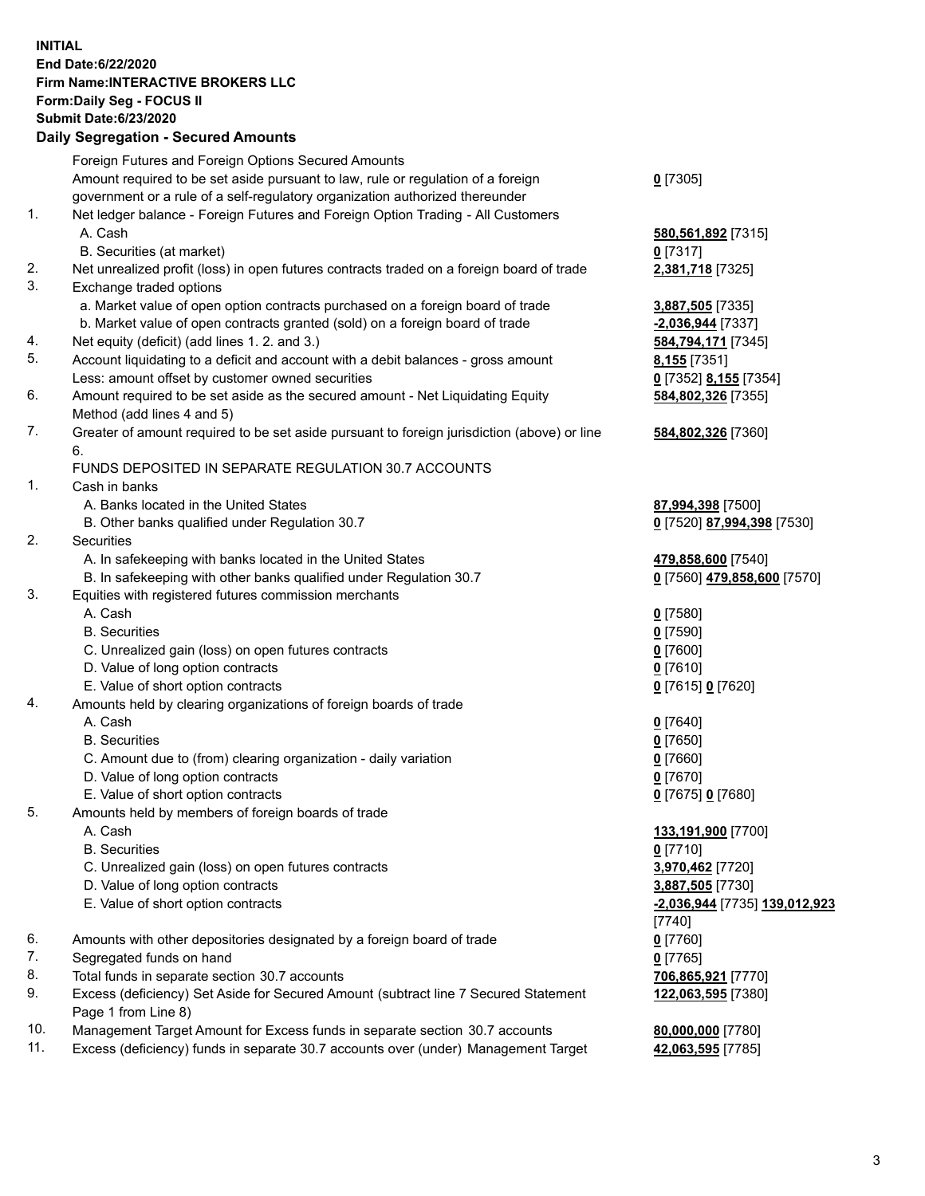**INITIAL**
**End Date:6/22/2020**
**Firm Name:INTERACTIVE BROKERS LLC**
**Form:Daily Seg - FOCUS II**
**Submit Date:6/23/2020**

### Daily Segregation - Secured Amounts

| | | |
|---|---|---|
| | Foreign Futures and Foreign Options Secured Amounts | |
| | Amount required to be set aside pursuant to law, rule or regulation of a foreign government or a rule of a self-regulatory organization authorized thereunder | **0** [7305] |
| 1. | Net ledger balance - Foreign Futures and Foreign Option Trading - All Customers | |
| | A. Cash | **580,561,892** [7315] |
| | B. Securities (at market) | **0** [7317] |
| 2. | Net unrealized profit (loss) in open futures contracts traded on a foreign board of trade | **2,381,718** [7325] |
| 3. | Exchange traded options | |
| | a. Market value of open option contracts purchased on a foreign board of trade | **3,887,505** [7335] |
| | b. Market value of open contracts granted (sold) on a foreign board of trade | **-2,036,944** [7337] |
| 4. | Net equity (deficit) (add lines 1. 2. and 3.) | **584,794,171** [7345] |
| 5. | Account liquidating to a deficit and account with a debit balances - gross amount | **8,155** [7351] |
| | Less: amount offset by customer owned securities | **0** [7352] **8,155** [7354] |
| 6. | Amount required to be set aside as the secured amount - Net Liquidating Equity Method (add lines 4 and 5) | **584,802,326** [7355] |
| 7. | Greater of amount required to be set aside pursuant to foreign jurisdiction (above) or line 6. | **584,802,326** [7360] |
| | FUNDS DEPOSITED IN SEPARATE REGULATION 30.7 ACCOUNTS | |
| 1. | Cash in banks | |
| | A. Banks located in the United States | **87,994,398** [7500] |
| | B. Other banks qualified under Regulation 30.7 | **0** [7520] **87,994,398** [7530] |
| 2. | Securities | |
| | A. In safekeeping with banks located in the United States | **479,858,600** [7540] |
| | B. In safekeeping with other banks qualified under Regulation 30.7 | **0** [7560] **479,858,600** [7570] |
| 3. | Equities with registered futures commission merchants | |
| | A. Cash | **0** [7580] |
| | B. Securities | **0** [7590] |
| | C. Unrealized gain (loss) on open futures contracts | **0** [7600] |
| | D. Value of long option contracts | **0** [7610] |
| | E. Value of short option contracts | **0** [7615] **0** [7620] |
| 4. | Amounts held by clearing organizations of foreign boards of trade | |
| | A. Cash | **0** [7640] |
| | B. Securities | **0** [7650] |
| | C. Amount due to (from) clearing organization - daily variation | **0** [7660] |
| | D. Value of long option contracts | **0** [7670] |
| | E. Value of short option contracts | **0** [7675] **0** [7680] |
| 5. | Amounts held by members of foreign boards of trade | |
| | A. Cash | **133,191,900** [7700] |
| | B. Securities | **0** [7710] |
| | C. Unrealized gain (loss) on open futures contracts | **3,970,462** [7720] |
| | D. Value of long option contracts | **3,887,505** [7730] |
| | E. Value of short option contracts | **-2,036,944** [7735] **139,012,923** [7740] |
| 6. | Amounts with other depositories designated by a foreign board of trade | **0** [7760] |
| 7. | Segregated funds on hand | **0** [7765] |
| 8. | Total funds in separate section 30.7 accounts | **706,865,921** [7770] |
| 9. | Excess (deficiency) Set Aside for Secured Amount (subtract line 7 Secured Statement Page 1 from Line 8) | **122,063,595** [7380] |
| 10. | Management Target Amount for Excess funds in separate section 30.7 accounts | **80,000,000** [7780] |
| 11. | Excess (deficiency) funds in separate 30.7 accounts over (under) Management Target | **42,063,595** [7785] |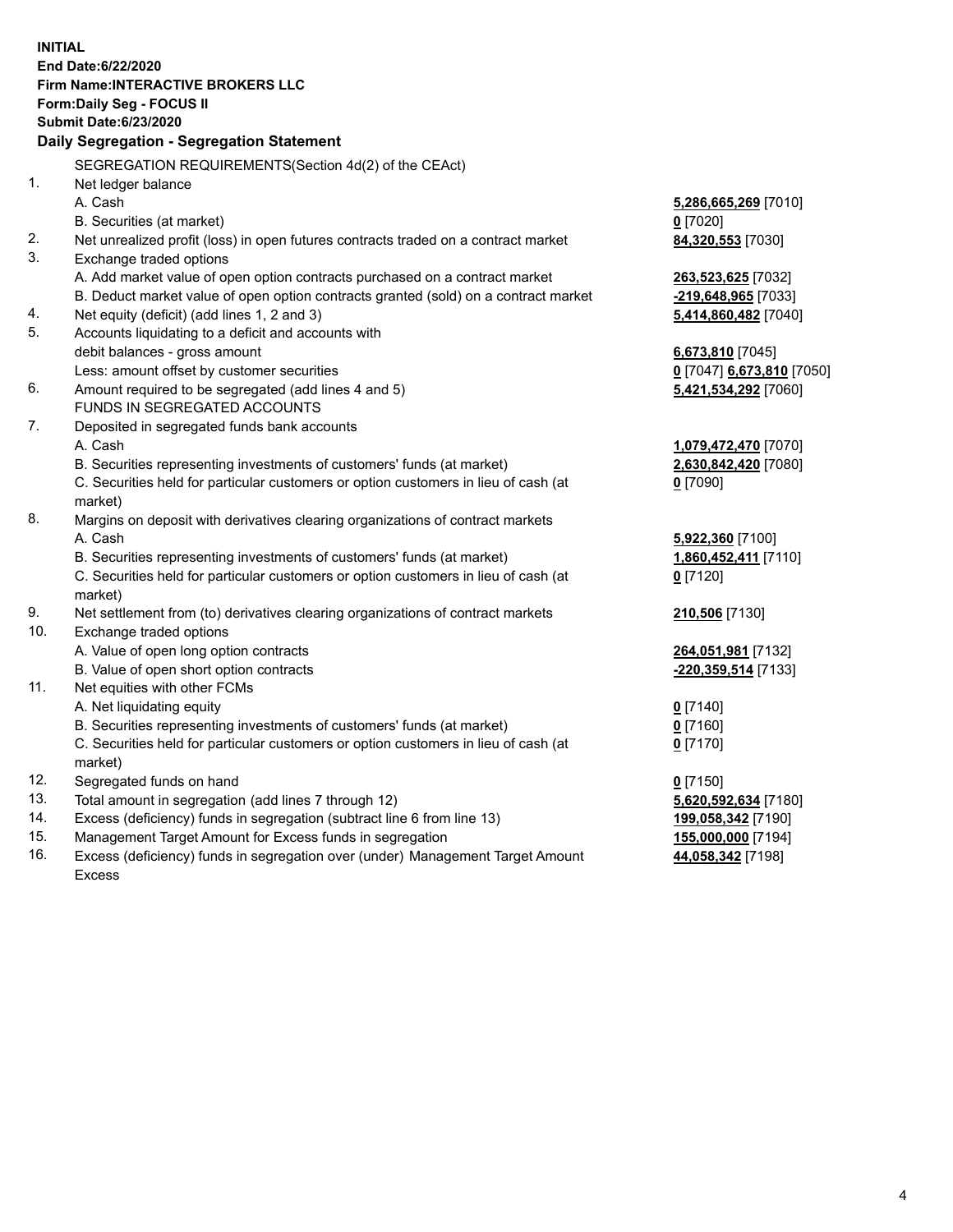**INITIAL**
**End Date:6/22/2020**
**Firm Name:INTERACTIVE BROKERS LLC**
**Form:Daily Seg - FOCUS II**
**Submit Date:6/23/2020**

**Daily Segregation - Segregation Statement**

SEGREGATION REQUIREMENTS(Section 4d(2) of the CEAct)

| | | |
|---|---|---|
| 1. | Net ledger balance | |
| | A. Cash | **5,286,665,269** [7010] |
| | B. Securities (at market) | **0** [7020] |
| 2. | Net unrealized profit (loss) in open futures contracts traded on a contract market | **84,320,553** [7030] |
| 3. | Exchange traded options | |
| | A. Add market value of open option contracts purchased on a contract market | **263,523,625** [7032] |
| | B. Deduct market value of open option contracts granted (sold) on a contract market | **-219,648,965** [7033] |
| 4. | Net equity (deficit) (add lines 1, 2 and 3) | **5,414,860,482** [7040] |
| 5. | Accounts liquidating to a deficit and accounts with debit balances - gross amount | **6,673,810** [7045] |
| | Less: amount offset by customer securities | **0** [7047] **6,673,810** [7050] |
| 6. | Amount required to be segregated (add lines 4 and 5) | **5,421,534,292** [7060] |
| | FUNDS IN SEGREGATED ACCOUNTS | |
| 7. | Deposited in segregated funds bank accounts | |
| | A. Cash | **1,079,472,470** [7070] |
| | B. Securities representing investments of customers' funds (at market) | **2,630,842,420** [7080] |
| | C. Securities held for particular customers or option customers in lieu of cash (at market) | **0** [7090] |
| 8. | Margins on deposit with derivatives clearing organizations of contract markets | |
| | A. Cash | **5,922,360** [7100] |
| | B. Securities representing investments of customers' funds (at market) | **1,860,452,411** [7110] |
| | C. Securities held for particular customers or option customers in lieu of cash (at market) | **0** [7120] |
| 9. | Net settlement from (to) derivatives clearing organizations of contract markets | **210,506** [7130] |
| 10. | Exchange traded options | |
| | A. Value of open long option contracts | **264,051,981** [7132] |
| | B. Value of open short option contracts | **-220,359,514** [7133] |
| 11. | Net equities with other FCMs | |
| | A. Net liquidating equity | **0** [7140] |
| | B. Securities representing investments of customers' funds (at market) | **0** [7160] |
| | C. Securities held for particular customers or option customers in lieu of cash (at market) | **0** [7170] |
| 12. | Segregated funds on hand | **0** [7150] |
| 13. | Total amount in segregation (add lines 7 through 12) | **5,620,592,634** [7180] |
| 14. | Excess (deficiency) funds in segregation (subtract line 6 from line 13) | **199,058,342** [7190] |
| 15. | Management Target Amount for Excess funds in segregation | **155,000,000** [7194] |
| 16. | Excess (deficiency) funds in segregation over (under) Management Target Amount Excess | **44,058,342** [7198] |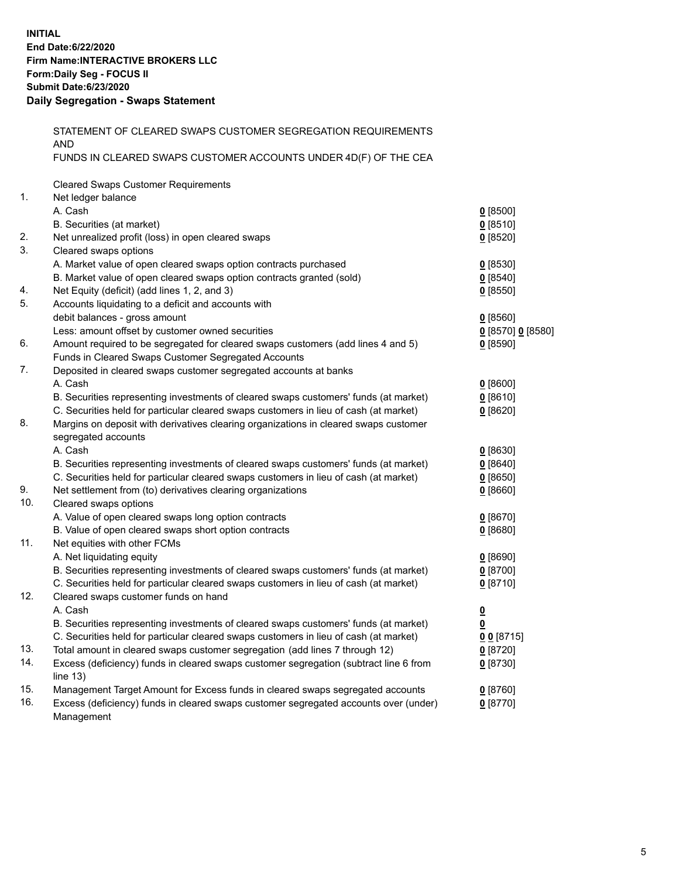**INITIAL**
**End Date:6/22/2020**
**Firm Name:INTERACTIVE BROKERS LLC**
**Form:Daily Seg - FOCUS II**
**Submit Date:6/23/2020**
**Daily Segregation - Swaps Statement**

STATEMENT OF CLEARED SWAPS CUSTOMER SEGREGATION REQUIREMENTS AND FUNDS IN CLEARED SWAPS CUSTOMER ACCOUNTS UNDER 4D(F) OF THE CEA

| | | |
|---|---|---|
| | Cleared Swaps Customer Requirements | |
| 1. | Net ledger balance | |
| | A. Cash | 0 [8500] |
| | B. Securities (at market) | 0 [8510] |
| 2. | Net unrealized profit (loss) in open cleared swaps | 0 [8520] |
| 3. | Cleared swaps options | |
| | A. Market value of open cleared swaps option contracts purchased | 0 [8530] |
| | B. Market value of open cleared swaps option contracts granted (sold) | 0 [8540] |
| 4. | Net Equity (deficit) (add lines 1, 2, and 3) | 0 [8550] |
| 5. | Accounts liquidating to a deficit and accounts with debit balances - gross amount | 0 [8560] |
| | Less: amount offset by customer owned securities | 0 [8570] 0 [8580] |
| 6. | Amount required to be segregated for cleared swaps customers (add lines 4 and 5) | 0 [8590] |
| | Funds in Cleared Swaps Customer Segregated Accounts | |
| 7. | Deposited in cleared swaps customer segregated accounts at banks | |
| | A. Cash | 0 [8600] |
| | B. Securities representing investments of cleared swaps customers' funds (at market) | 0 [8610] |
| | C. Securities held for particular cleared swaps customers in lieu of cash (at market) | 0 [8620] |
| 8. | Margins on deposit with derivatives clearing organizations in cleared swaps customer segregated accounts | |
| | A. Cash | 0 [8630] |
| | B. Securities representing investments of cleared swaps customers' funds (at market) | 0 [8640] |
| | C. Securities held for particular cleared swaps customers in lieu of cash (at market) | 0 [8650] |
| 9. | Net settlement from (to) derivatives clearing organizations | 0 [8660] |
| 10. | Cleared swaps options | |
| | A. Value of open cleared swaps long option contracts | 0 [8670] |
| | B. Value of open cleared swaps short option contracts | 0 [8680] |
| 11. | Net equities with other FCMs | |
| | A. Net liquidating equity | 0 [8690] |
| | B. Securities representing investments of cleared swaps customers' funds (at market) | 0 [8700] |
| | C. Securities held for particular cleared swaps customers in lieu of cash (at market) | 0 [8710] |
| 12. | Cleared swaps customer funds on hand | |
| | A. Cash | 0 |
| | B. Securities representing investments of cleared swaps customers' funds (at market) | 0 |
| | C. Securities held for particular cleared swaps customers in lieu of cash (at market) | 0 0 [8715] |
| 13. | Total amount in cleared swaps customer segregation (add lines 7 through 12) | 0 [8720] |
| 14. | Excess (deficiency) funds in cleared swaps customer segregation (subtract line 6 from line 13) | 0 [8730] |
| 15. | Management Target Amount for Excess funds in cleared swaps segregated accounts | 0 [8760] |
| 16. | Excess (deficiency) funds in cleared swaps customer segregated accounts over (under) Management | 0 [8770] |